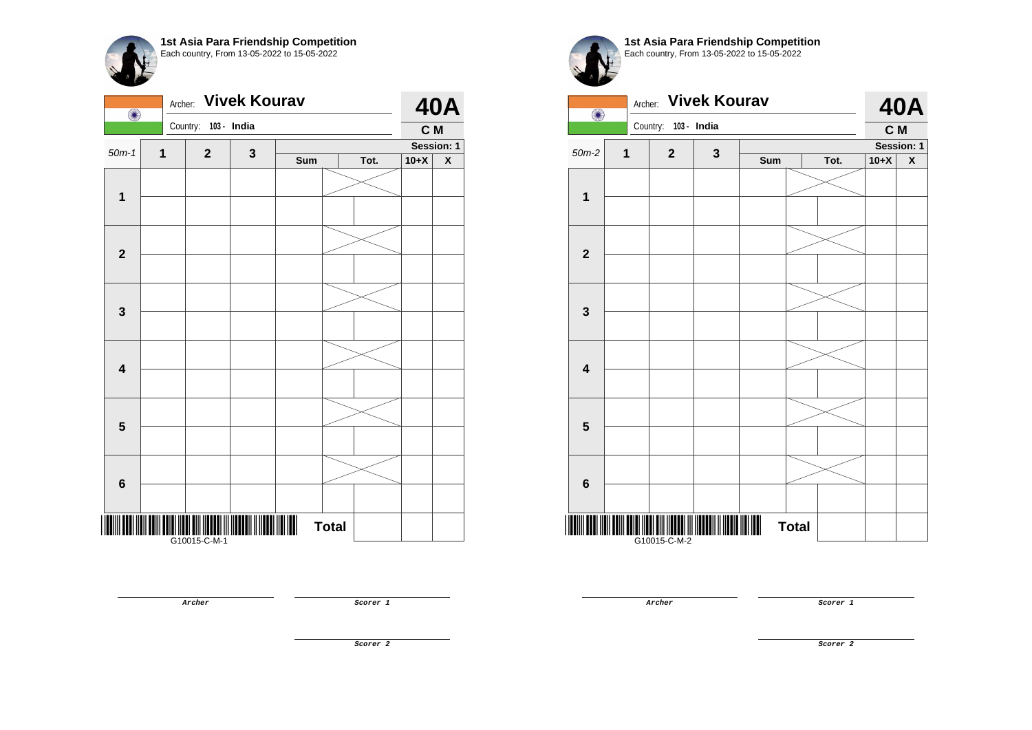# 1st Asia Para Friendship Competition

Each country, From 13-05-2022 to 15-05-2022

Archer: **Vivek Kourav** — **40A**

Country: 103 - **India** — **C M**

| 50m-1 | 1 | 2 | 3 | Sum | Tot. | | 10+X | X |
|---|---|---|---|---|---|---|---|---|
| | | | | | | | Session: 1 | |
| 1 | | | | | | | | |
| | | | | | | | | |
| 2 | | | | | | | | |
| | | | | | | | | |
| 3 | | | | | | | | |
| | | | | | | | | |
| 4 | | | | | | | | |
| | | | | | | | | |
| 5 | | | | | | | | |
| | | | | | | | | |
| 6 | | | | | | | | |
| | | | | | | | | |
| | | | | Total | | | | |

G10015-C-M-1

Archer

Scorer 1

Scorer 2

# 1st Asia Para Friendship Competition

Each country, From 13-05-2022 to 15-05-2022

Archer: **Vivek Kourav** — **40A**

Country: 103 - **India** — **C M**

| 50m-2 | 1 | 2 | 3 | Sum | Tot. | | 10+X | X |
|---|---|---|---|---|---|---|---|---|
| | | | | | | | Session: 1 | |
| 1 | | | | | | | | |
| | | | | | | | | |
| 2 | | | | | | | | |
| | | | | | | | | |
| 3 | | | | | | | | |
| | | | | | | | | |
| 4 | | | | | | | | |
| | | | | | | | | |
| 5 | | | | | | | | |
| | | | | | | | | |
| 6 | | | | | | | | |
| | | | | | | | | |
| | | | | Total | | | | |

G10015-C-M-2

Archer

Scorer 1

Scorer 2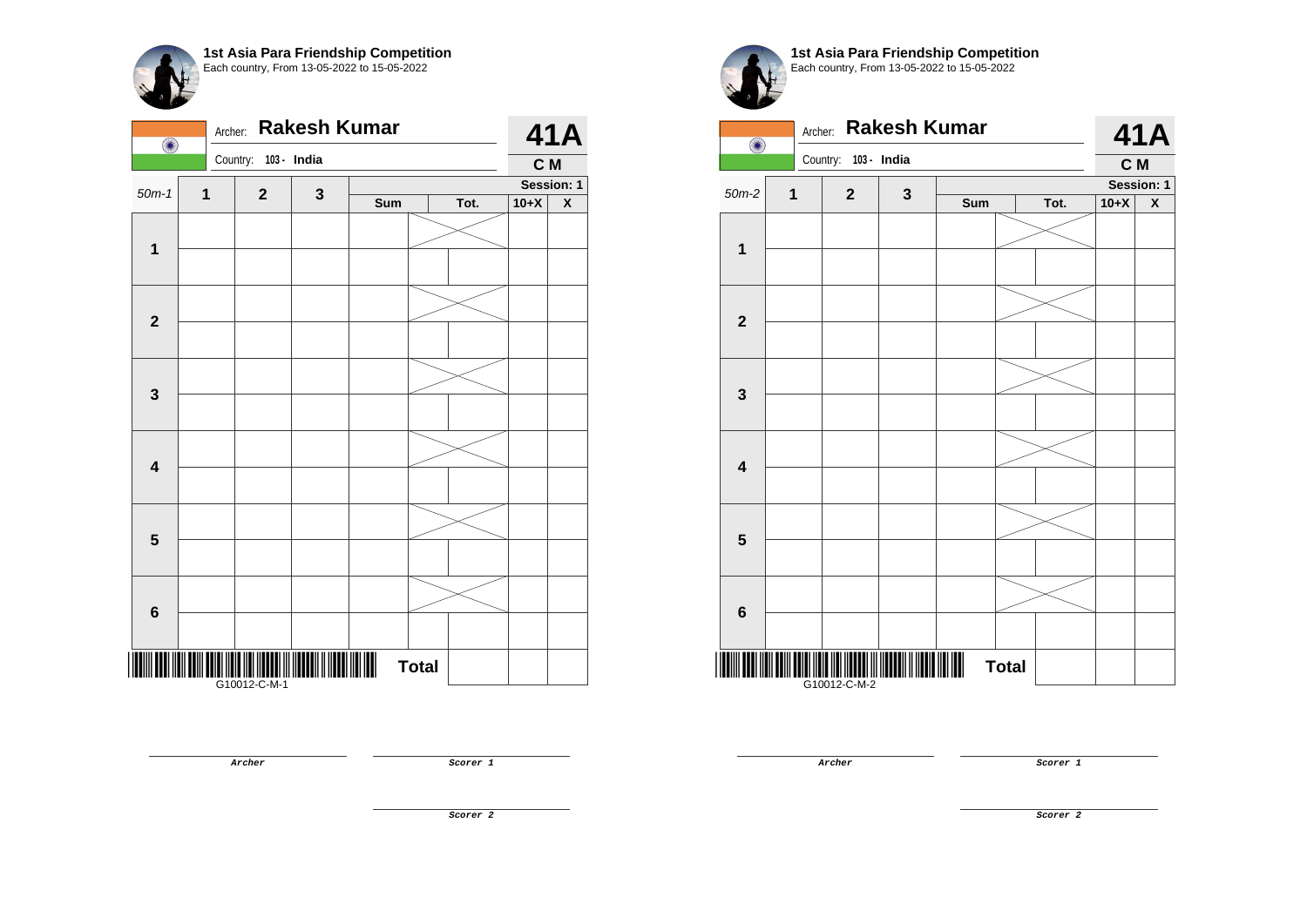**1st Asia Para Friendship Competition**
Each country, From 13-05-2022 to 15-05-2022

Archer: **Rakesh Kumar** — **41A**
Country: 103 - India — **C M**

| 50m-1 | 1 | 2 | 3 | Sum | Tot. | | 10+X | X |
|---|---|---|---|---|---|---|---|---|
| | | | | | | | **Session: 1** | |
| **1** | | | | | | | | |
| | | | | | | | | |
| **2** | | | | | | | | |
| | | | | | | | | |
| **3** | | | | | | | | |
| | | | | | | | | |
| **4** | | | | | | | | |
| | | | | | | | | |
| **5** | | | | | | | | |
| | | | | | | | | |
| **6** | | | | | | | | |
| | | | | | | | | |
| | | | | **Total** | | | | |

G10012-C-M-1

*Archer* &nbsp;&nbsp;&nbsp; *Scorer 1*

*Scorer 2*

**1st Asia Para Friendship Competition**
Each country, From 13-05-2022 to 15-05-2022

Archer: **Rakesh Kumar** — **41A**
Country: 103 - India — **C M**

| 50m-2 | 1 | 2 | 3 | Sum | Tot. | | 10+X | X |
|---|---|---|---|---|---|---|---|---|
| | | | | | | | **Session: 1** | |
| **1** | | | | | | | | |
| | | | | | | | | |
| **2** | | | | | | | | |
| | | | | | | | | |
| **3** | | | | | | | | |
| | | | | | | | | |
| **4** | | | | | | | | |
| | | | | | | | | |
| **5** | | | | | | | | |
| | | | | | | | | |
| **6** | | | | | | | | |
| | | | | | | | | |
| | | | | **Total** | | | | |

G10012-C-M-2

*Archer* &nbsp;&nbsp;&nbsp; *Scorer 1*

*Scorer 2*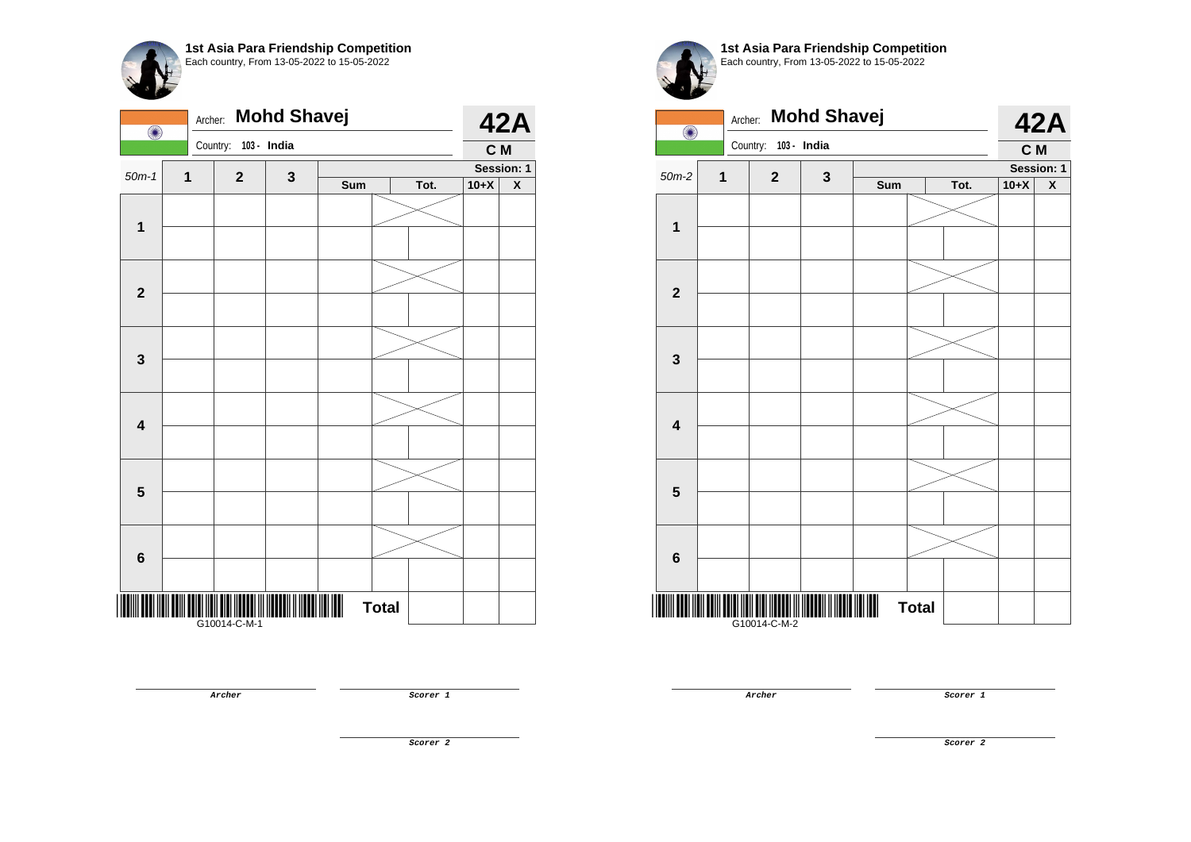**1st Asia Para Friendship Competition**
Each country, From 13-05-2022 to 15-05-2022

Archer: **Mohd Shavej**
Country: 103 - India

**42A**
**C M**

| 50m-1 | 1 | 2 | 3 | Sum | Tot. | | 10+X | X |
|---|---|---|---|---|---|---|---|---|
| | | | | | | | | Session: 1 |
| 1 | | | | | | | | |
| | | | | | | | | |
| 2 | | | | | | | | |
| | | | | | | | | |
| 3 | | | | | | | | |
| | | | | | | | | |
| 4 | | | | | | | | |
| | | | | | | | | |
| 5 | | | | | | | | |
| | | | | | | | | |
| 6 | | | | | | | | |
| | | | | | | | | |
| | | | | | Total | | | |

G10014-C-M-1

Archer

Scorer 1

Scorer 2

**1st Asia Para Friendship Competition**
Each country, From 13-05-2022 to 15-05-2022

Archer: **Mohd Shavej**
Country: 103 - India

**42A**
**C M**

| 50m-2 | 1 | 2 | 3 | Sum | Tot. | | 10+X | X |
|---|---|---|---|---|---|---|---|---|
| | | | | | | | | Session: 1 |
| 1 | | | | | | | | |
| | | | | | | | | |
| 2 | | | | | | | | |
| | | | | | | | | |
| 3 | | | | | | | | |
| | | | | | | | | |
| 4 | | | | | | | | |
| | | | | | | | | |
| 5 | | | | | | | | |
| | | | | | | | | |
| 6 | | | | | | | | |
| | | | | | | | | |
| | | | | | Total | | | |

G10014-C-M-2

Archer

Scorer 1

Scorer 2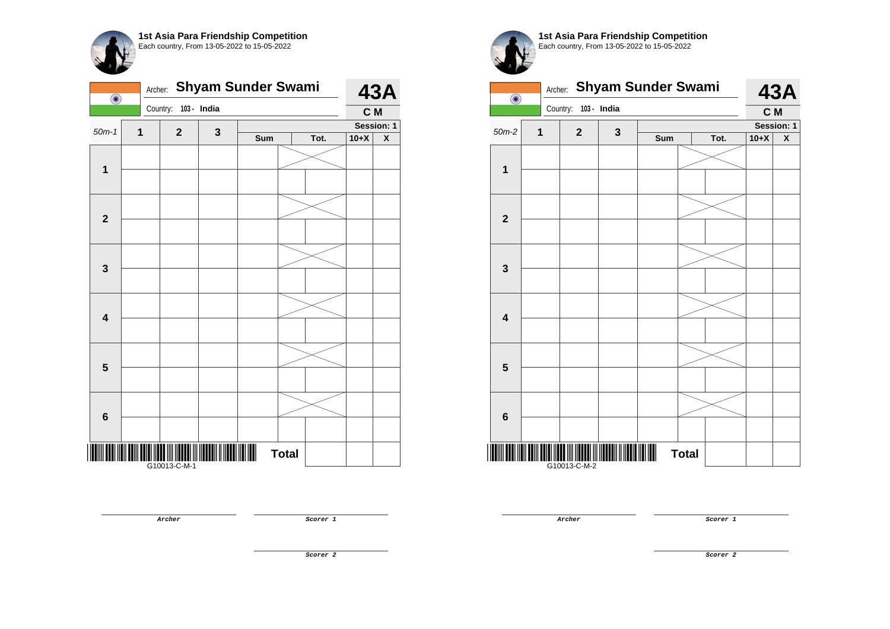**1st Asia Para Friendship Competition**
Each country, From 13-05-2022 to 15-05-2022

Archer: **Shyam Sunder Swami** — **43A**

Country: 103 - India — **C M**

| 50m-1 | 1 | 2 | 3 | Sum | Tot. | 10+X | X |
|---|---|---|---|---|---|---|---|
| | | | | | | | Session: 1 |
| 1 | | | | | | | |
| | | | | | | | |
| 2 | | | | | | | |
| | | | | | | | |
| 3 | | | | | | | |
| | | | | | | | |
| 4 | | | | | | | |
| | | | | | | | |
| 5 | | | | | | | |
| | | | | | | | |
| 6 | | | | | | | |
| | | | | | | | |
| | | | | **Total** | | | |

G10013-C-M-1

Archer

Scorer 1

Scorer 2

**1st Asia Para Friendship Competition**
Each country, From 13-05-2022 to 15-05-2022

Archer: **Shyam Sunder Swami** — **43A**

Country: 103 - India — **C M**

| 50m-2 | 1 | 2 | 3 | Sum | Tot. | 10+X | X |
|---|---|---|---|---|---|---|---|
| | | | | | | | Session: 1 |
| 1 | | | | | | | |
| | | | | | | | |
| 2 | | | | | | | |
| | | | | | | | |
| 3 | | | | | | | |
| | | | | | | | |
| 4 | | | | | | | |
| | | | | | | | |
| 5 | | | | | | | |
| | | | | | | | |
| 6 | | | | | | | |
| | | | | | | | |
| | | | | **Total** | | | |

G10013-C-M-2

Archer

Scorer 1

Scorer 2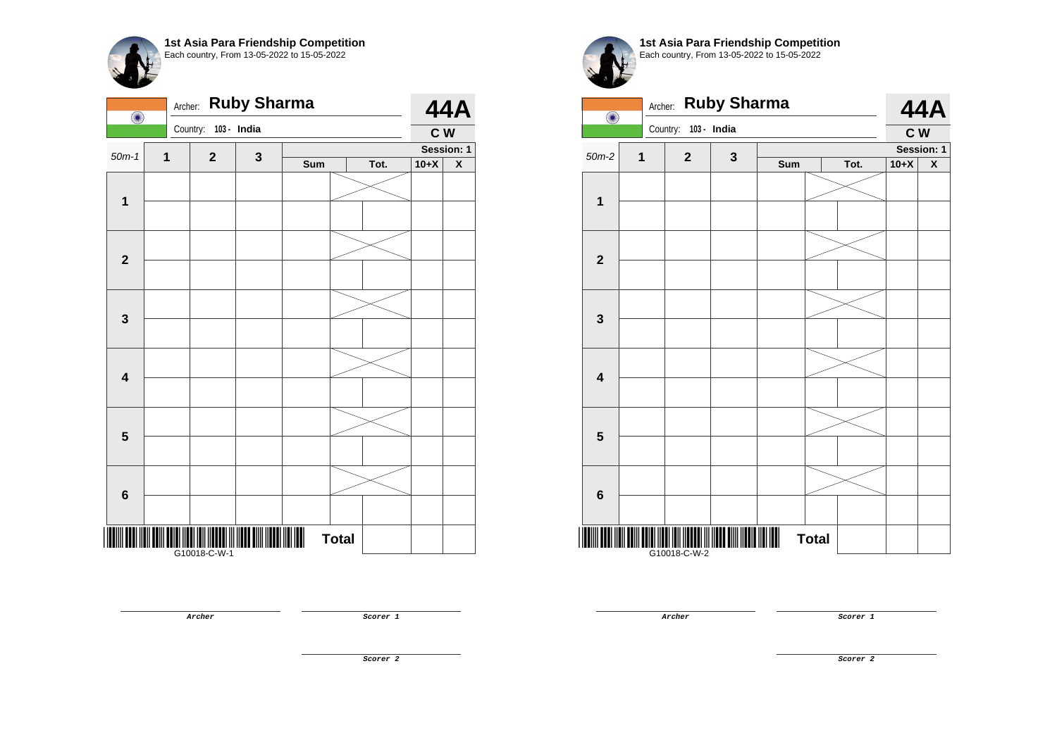## 1st Asia Para Friendship Competition

Each country, From 13-05-2022 to 15-05-2022

Archer: **Ruby Sharma** — **44A**

Country: 103 - **India** — **C W**

| 50m-1 | 1 | 2 | 3 | Sum | | Tot. | 10+X | X |
|---|---|---|---|---|---|---|---|---|
| | | | | | | Session: 1 | | |
| 1 | | | | | | | | |
| | | | | | | | | |
| 2 | | | | | | | | |
| | | | | | | | | |
| 3 | | | | | | | | |
| | | | | | | | | |
| 4 | | | | | | | | |
| | | | | | | | | |
| 5 | | | | | | | | |
| | | | | | | | | |
| 6 | | | | | | | | |
| | | | | | | | | |
| | | | | | Total | | | |

G10018-C-W-1

***Archer***

***Scorer 1***

***Scorer 2***

## 1st Asia Para Friendship Competition

Each country, From 13-05-2022 to 15-05-2022

Archer: **Ruby Sharma** — **44A**

Country: 103 - **India** — **C W**

| 50m-2 | 1 | 2 | 3 | Sum | | Tot. | 10+X | X |
|---|---|---|---|---|---|---|---|---|
| | | | | | | Session: 1 | | |
| 1 | | | | | | | | |
| | | | | | | | | |
| 2 | | | | | | | | |
| | | | | | | | | |
| 3 | | | | | | | | |
| | | | | | | | | |
| 4 | | | | | | | | |
| | | | | | | | | |
| 5 | | | | | | | | |
| | | | | | | | | |
| 6 | | | | | | | | |
| | | | | | | | | |
| | | | | | Total | | | |

G10018-C-W-2

***Archer***

***Scorer 1***

***Scorer 2***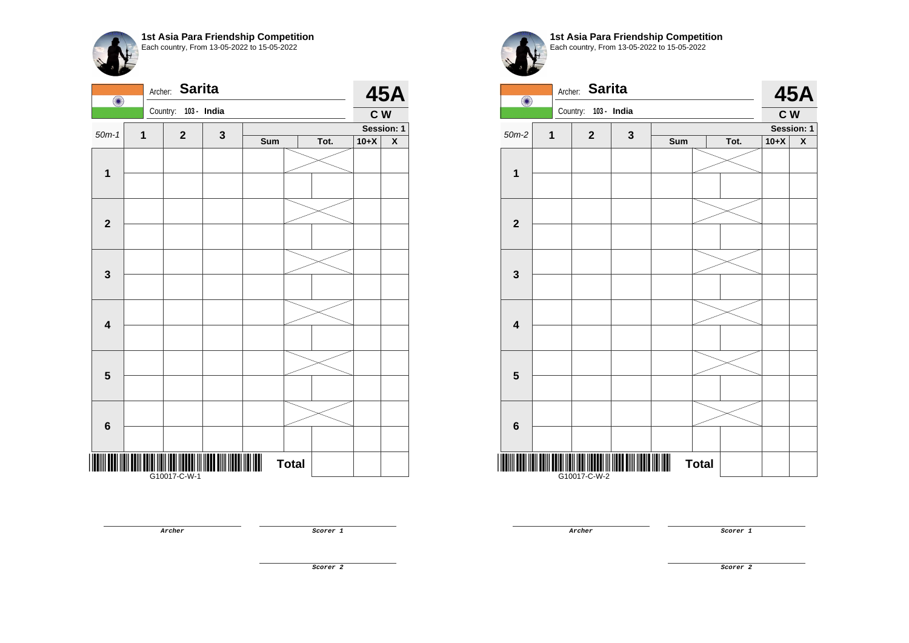# 1st Asia Para Friendship Competition

Each country, From 13-05-2022 to 15-05-2022

Archer: **Sarita**

Country: **103 - India**

**45A**

**C W**

| 50m-1 | 1 | 2 | 3 | Sum | Tot. | 10+X | X |
|---|---|---|---|---|---|---|---|
| | | | | | | | Session: 1 |
| 1 | | | | | | | |
| | | | | | | | |
| 2 | | | | | | | |
| | | | | | | | |
| 3 | | | | | | | |
| | | | | | | | |
| 4 | | | | | | | |
| | | | | | | | |
| 5 | | | | | | | |
| | | | | | | | |
| 6 | | | | | | | |
| | | | | | | | |
| | | | | **Total** | | | |

G10017-C-W-1

*Archer*

*Scorer 1*

*Scorer 2*

# 1st Asia Para Friendship Competition

Each country, From 13-05-2022 to 15-05-2022

Archer: **Sarita**

Country: **103 - India**

**45A**

**C W**

| 50m-2 | 1 | 2 | 3 | Sum | Tot. | 10+X | X |
|---|---|---|---|---|---|---|---|
| | | | | | | | Session: 1 |
| 1 | | | | | | | |
| | | | | | | | |
| 2 | | | | | | | |
| | | | | | | | |
| 3 | | | | | | | |
| | | | | | | | |
| 4 | | | | | | | |
| | | | | | | | |
| 5 | | | | | | | |
| | | | | | | | |
| 6 | | | | | | | |
| | | | | | | | |
| | | | | **Total** | | | |

G10017-C-W-2

*Archer*

*Scorer 1*

*Scorer 2*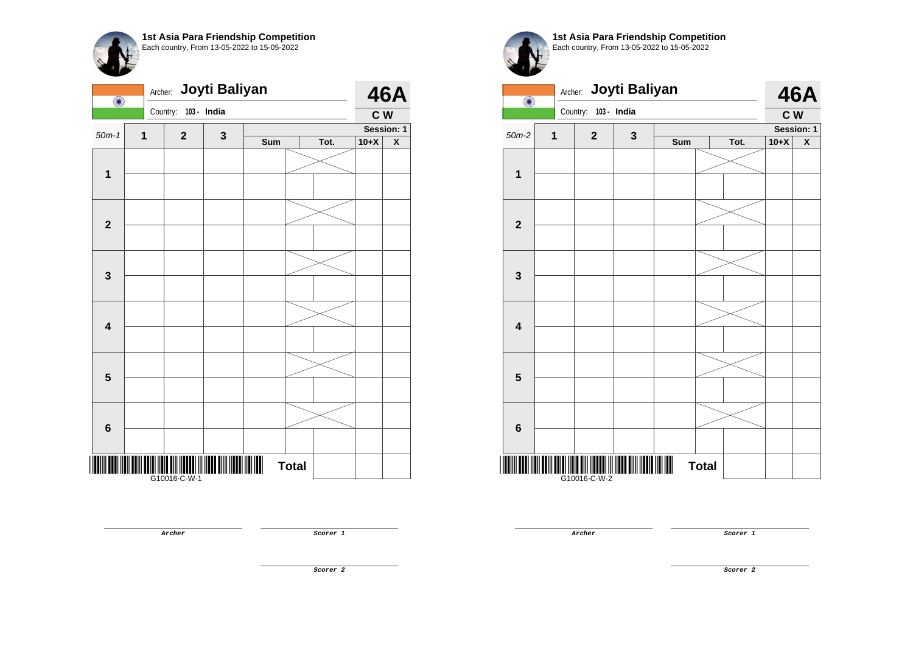## 1st Asia Para Friendship Competition

Each country, From 13-05-2022 to 15-05-2022

Archer: **Joyti Baliyan**

Country: 103 - India

**46A**

**C W**

| 50m-1 | 1 | 2 | 3 | Sum | Tot. | 10+X | X |
|---|---|---|---|---|---|---|---|
| 1 | | | | | | | |
| | | | | | | | |
| 2 | | | | | | | |
| | | | | | | | |
| 3 | | | | | | | |
| | | | | | | | |
| 4 | | | | | | | |
| | | | | | | | |
| 5 | | | | | | | |
| | | | | | | | |
| 6 | | | | | | | |
| | | | | | | | |
| | | | | **Total** | | | |

Session: 1

G10016-C-W-1

*Archer*

*Scorer 1*

*Scorer 2*

## 1st Asia Para Friendship Competition

Each country, From 13-05-2022 to 15-05-2022

Archer: **Joyti Baliyan**

Country: 103 - India

**46A**

**C W**

| 50m-2 | 1 | 2 | 3 | Sum | Tot. | 10+X | X |
|---|---|---|---|---|---|---|---|
| 1 | | | | | | | |
| | | | | | | | |
| 2 | | | | | | | |
| | | | | | | | |
| 3 | | | | | | | |
| | | | | | | | |
| 4 | | | | | | | |
| | | | | | | | |
| 5 | | | | | | | |
| | | | | | | | |
| 6 | | | | | | | |
| | | | | | | | |
| | | | | **Total** | | | |

Session: 1

G10016-C-W-2

*Archer*

*Scorer 1*

*Scorer 2*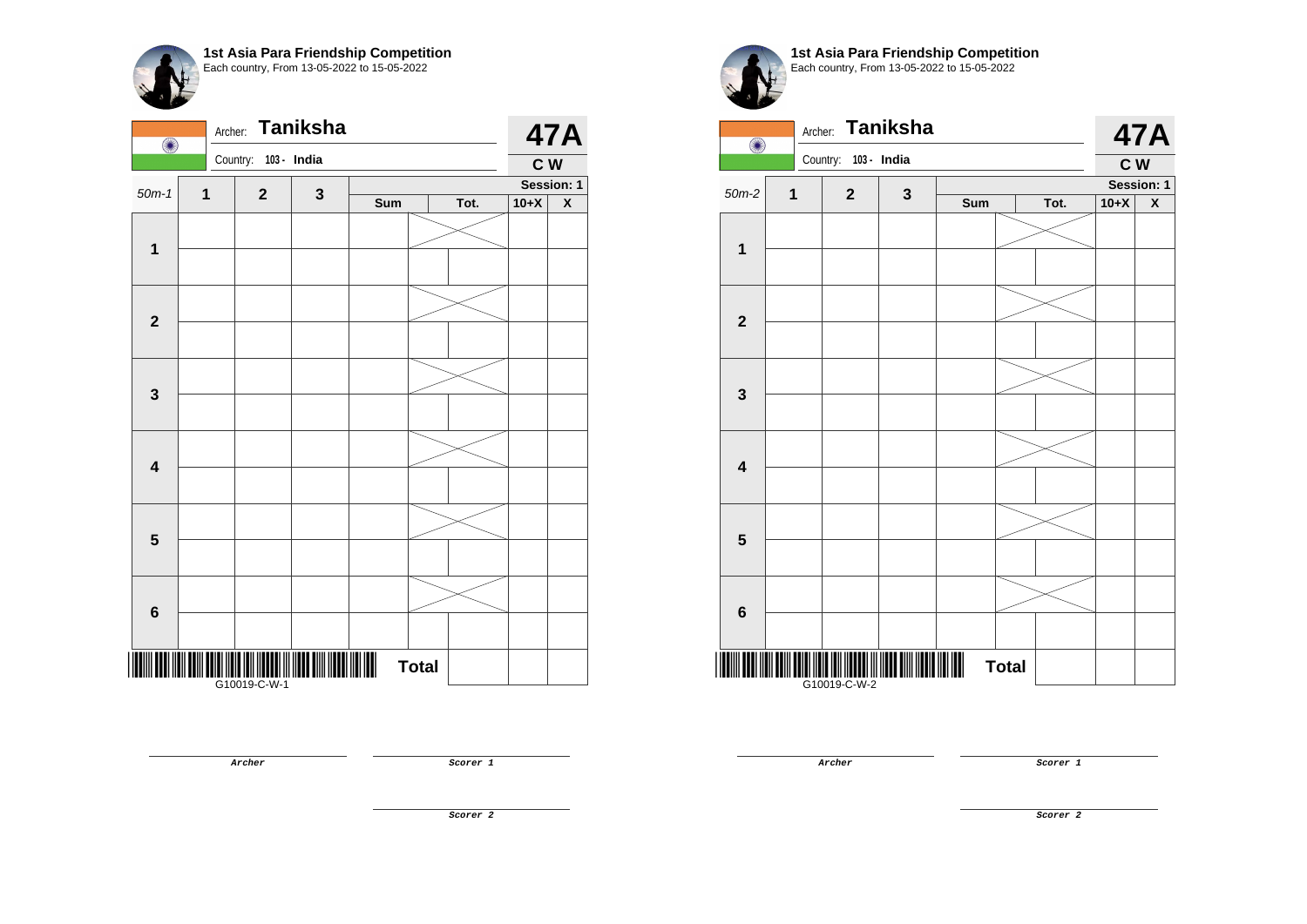**1st Asia Para Friendship Competition**
Each country, From 13-05-2022 to 15-05-2022

Archer: **Taniksha**
Country: **103 - India**

**47A**
**C W**

| 50m-1 | 1 | 2 | 3 | Sum | Tot. | | 10+X | X |
|---|---|---|---|---|---|---|---|---|
| | | | | | | | | Session: 1 |
| **1** | | | | | | | | |
| | | | | | | | | |
| **2** | | | | | | | | |
| | | | | | | | | |
| **3** | | | | | | | | |
| | | | | | | | | |
| **4** | | | | | | | | |
| | | | | | | | | |
| **5** | | | | | | | | |
| | | | | | | | | |
| **6** | | | | | | | | |
| | | | | | | | | |
| G10019-C-W-1 | | | | | **Total** | | | |

*Archer*

*Scorer 1*

*Scorer 2*

**1st Asia Para Friendship Competition**
Each country, From 13-05-2022 to 15-05-2022

Archer: **Taniksha**
Country: **103 - India**

**47A**
**C W**

| 50m-2 | 1 | 2 | 3 | Sum | Tot. | | 10+X | X |
|---|---|---|---|---|---|---|---|---|
| | | | | | | | | Session: 1 |
| **1** | | | | | | | | |
| | | | | | | | | |
| **2** | | | | | | | | |
| | | | | | | | | |
| **3** | | | | | | | | |
| | | | | | | | | |
| **4** | | | | | | | | |
| | | | | | | | | |
| **5** | | | | | | | | |
| | | | | | | | | |
| **6** | | | | | | | | |
| | | | | | | | | |
| G10019-C-W-2 | | | | | **Total** | | | |

*Archer*

*Scorer 1*

*Scorer 2*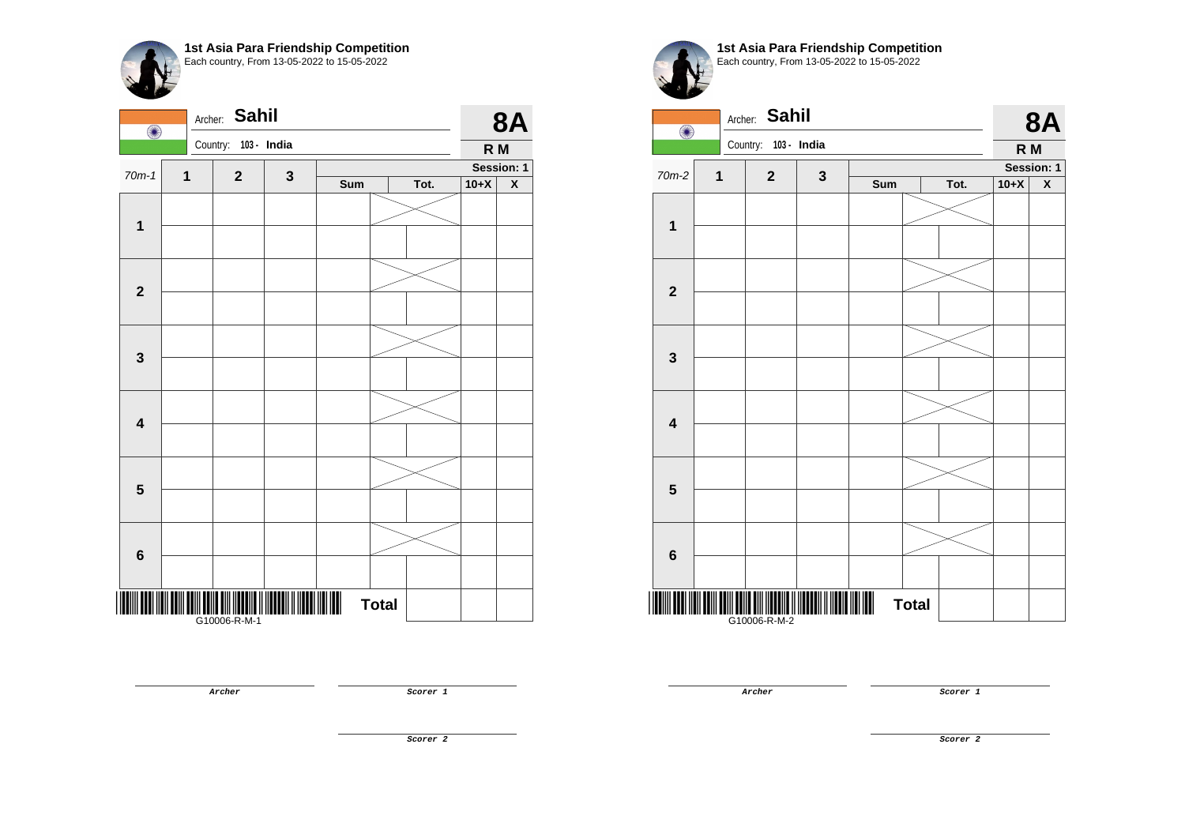**1st Asia Para Friendship Competition**
Each country, From 13-05-2022 to 15-05-2022

Archer: **Sahil**
Country: 103 - India

**8A**
**R M**

| 70m-1 | 1 | 2 | 3 | Sum | Tot. | 10+X | X |
|---|---|---|---|---|---|---|---|
| **Session: 1** | | | | | | | |
| 1 | | | | | | | |
| | | | | | | | |
| 2 | | | | | | | |
| | | | | | | | |
| 3 | | | | | | | |
| | | | | | | | |
| 4 | | | | | | | |
| | | | | | | | |
| 5 | | | | | | | |
| | | | | | | | |
| 6 | | | | | | | |
| | | | | | | | |
| | | | | **Total** | | | |

G10006-R-M-1

*Archer* *Scorer 1*

*Scorer 2*

**1st Asia Para Friendship Competition**
Each country, From 13-05-2022 to 15-05-2022

Archer: **Sahil**
Country: 103 - India

**8A**
**R M**

| 70m-2 | 1 | 2 | 3 | Sum | Tot. | 10+X | X |
|---|---|---|---|---|---|---|---|
| **Session: 1** | | | | | | | |
| 1 | | | | | | | |
| | | | | | | | |
| 2 | | | | | | | |
| | | | | | | | |
| 3 | | | | | | | |
| | | | | | | | |
| 4 | | | | | | | |
| | | | | | | | |
| 5 | | | | | | | |
| | | | | | | | |
| 6 | | | | | | | |
| | | | | | | | |
| | | | | **Total** | | | |

G10006-R-M-2

*Archer* *Scorer 1*

*Scorer 2*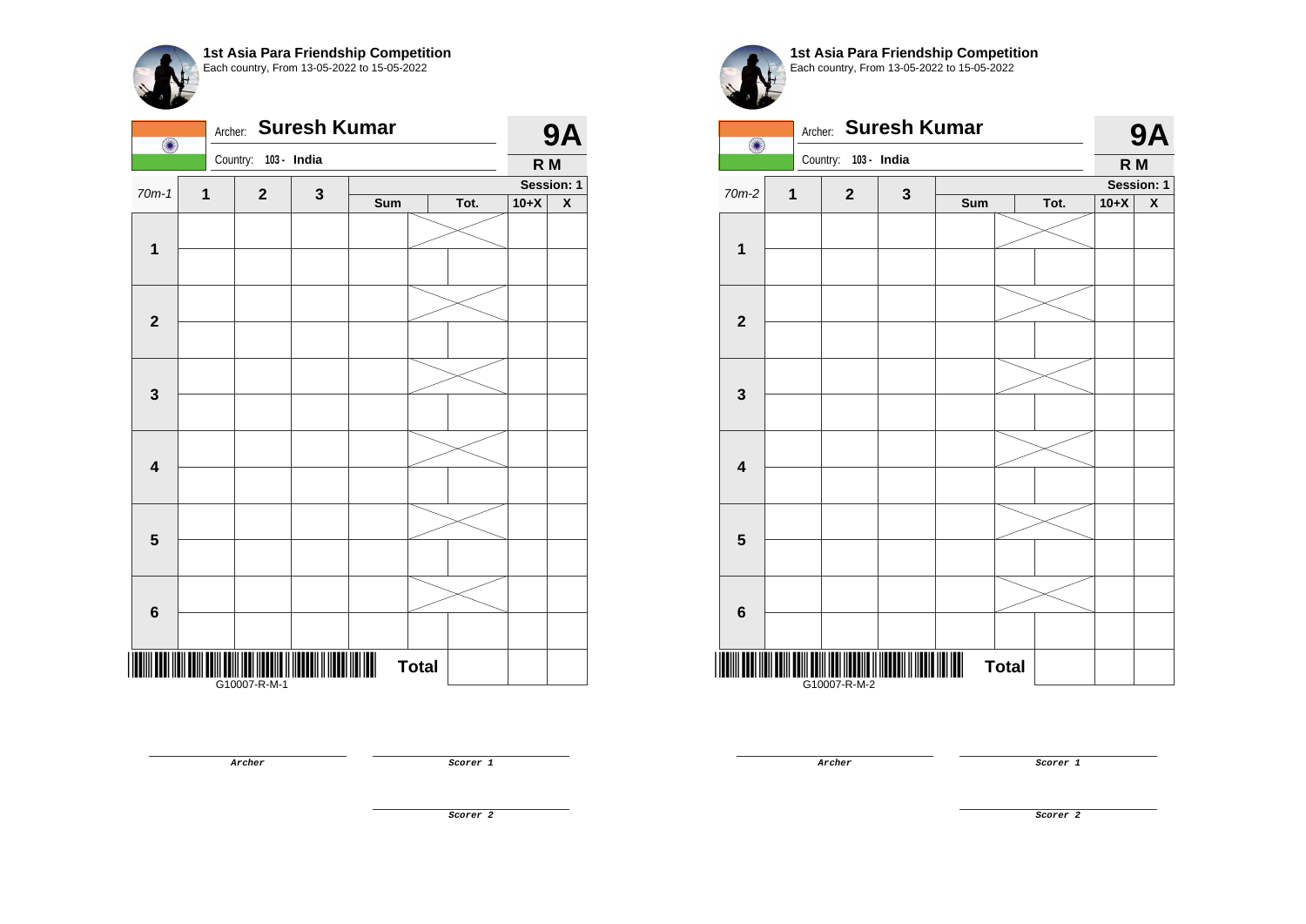**1st Asia Para Friendship Competition**
Each country, From 13-05-2022 to 15-05-2022

Archer: **Suresh Kumar**
Country: 103 - India

**9A**
**R M**

| 70m-1 | 1 | 2 | 3 | Sum | | Tot. | 10+X | X |
|---|---|---|---|---|---|---|---|---|
| | | | | | | | **Session: 1** | |
| 1 | | | | | | | | |
| | | | | | | | | |
| 2 | | | | | | | | |
| | | | | | | | | |
| 3 | | | | | | | | |
| | | | | | | | | |
| 4 | | | | | | | | |
| | | | | | | | | |
| 5 | | | | | | | | |
| | | | | | | | | |
| 6 | | | | | | | | |
| | | | | | | | | |
| | | | | | **Total** | | | |

G10007-R-M-1

Archer

Scorer 1

Scorer 2

**1st Asia Para Friendship Competition**
Each country, From 13-05-2022 to 15-05-2022

Archer: **Suresh Kumar**
Country: 103 - India

**9A**
**R M**

| 70m-2 | 1 | 2 | 3 | Sum | | Tot. | 10+X | X |
|---|---|---|---|---|---|---|---|---|
| | | | | | | | **Session: 1** | |
| 1 | | | | | | | | |
| | | | | | | | | |
| 2 | | | | | | | | |
| | | | | | | | | |
| 3 | | | | | | | | |
| | | | | | | | | |
| 4 | | | | | | | | |
| | | | | | | | | |
| 5 | | | | | | | | |
| | | | | | | | | |
| 6 | | | | | | | | |
| | | | | | | | | |
| | | | | | **Total** | | | |

G10007-R-M-2

Archer

Scorer 1

Scorer 2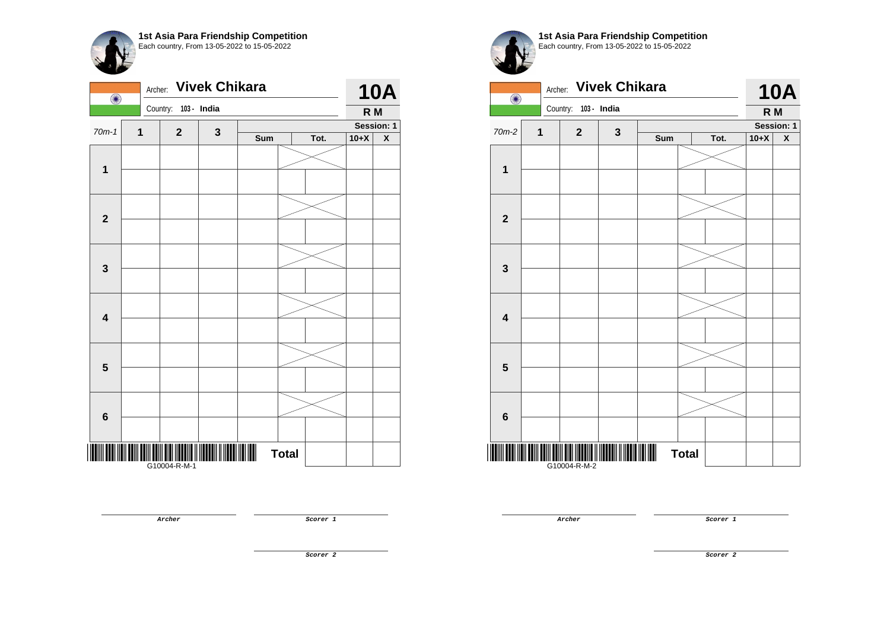**1st Asia Para Friendship Competition**
Each country, From 13-05-2022 to 15-05-2022

Archer: **Vivek Chikara**
Country: 103 - India

**10A**
**R M**

| 70m-1 | 1 | 2 | 3 | Sum | Tot. | 10+X | X |
|---|---|---|---|---|---|---|---|
| | | | | | | | Session: 1 |
| 1 | | | | | | | |
| | | | | | | | |
| 2 | | | | | | | |
| | | | | | | | |
| 3 | | | | | | | |
| | | | | | | | |
| 4 | | | | | | | |
| | | | | | | | |
| 5 | | | | | | | |
| | | | | | | | |
| 6 | | | | | | | |
| | | | | | | | |
| | | | | **Total** | | | |

G10004-R-M-1

Archer

Scorer 1

Scorer 2

**1st Asia Para Friendship Competition**
Each country, From 13-05-2022 to 15-05-2022

Archer: **Vivek Chikara**
Country: 103 - India

**10A**
**R M**

| 70m-2 | 1 | 2 | 3 | Sum | Tot. | 10+X | X |
|---|---|---|---|---|---|---|---|
| | | | | | | | Session: 1 |
| 1 | | | | | | | |
| | | | | | | | |
| 2 | | | | | | | |
| | | | | | | | |
| 3 | | | | | | | |
| | | | | | | | |
| 4 | | | | | | | |
| | | | | | | | |
| 5 | | | | | | | |
| | | | | | | | |
| 6 | | | | | | | |
| | | | | | | | |
| | | | | **Total** | | | |

G10004-R-M-2

Archer

Scorer 1

Scorer 2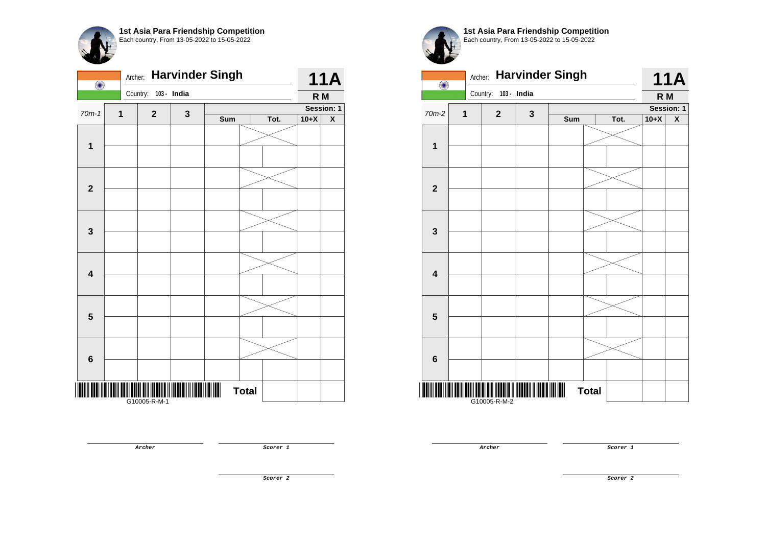## 1st Asia Para Friendship Competition

Each country, From 13-05-2022 to 15-05-2022

Archer: **Harvinder Singh**

Country: 103 - India

**11A**

**R M**

| 70m-1 | 1 | 2 | 3 | Sum | Tot. | 10+X | X |
|---|---|---|---|---|---|---|---|
| **1** | | | | | | | |
| | | | | | | | |
| **2** | | | | | | | |
| | | | | | | | |
| **3** | | | | | | | |
| | | | | | | | |
| **4** | | | | | | | |
| | | | | | | | |
| **5** | | | | | | | |
| | | | | | | | |
| **6** | | | | | | | |
| | | | | | | | |
| | | | | **Total** | | | |

Session: 1

G10005-R-M-1

***Archer***

***Scorer 1***

***Scorer 2***

## 1st Asia Para Friendship Competition

Each country, From 13-05-2022 to 15-05-2022

Archer: **Harvinder Singh**

Country: 103 - India

**11A**

**R M**

| 70m-2 | 1 | 2 | 3 | Sum | Tot. | 10+X | X |
|---|---|---|---|---|---|---|---|
| **1** | | | | | | | |
| | | | | | | | |
| **2** | | | | | | | |
| | | | | | | | |
| **3** | | | | | | | |
| | | | | | | | |
| **4** | | | | | | | |
| | | | | | | | |
| **5** | | | | | | | |
| | | | | | | | |
| **6** | | | | | | | |
| | | | | | | | |
| | | | | **Total** | | | |

Session: 1

G10005-R-M-2

***Archer***

***Scorer 1***

***Scorer 2***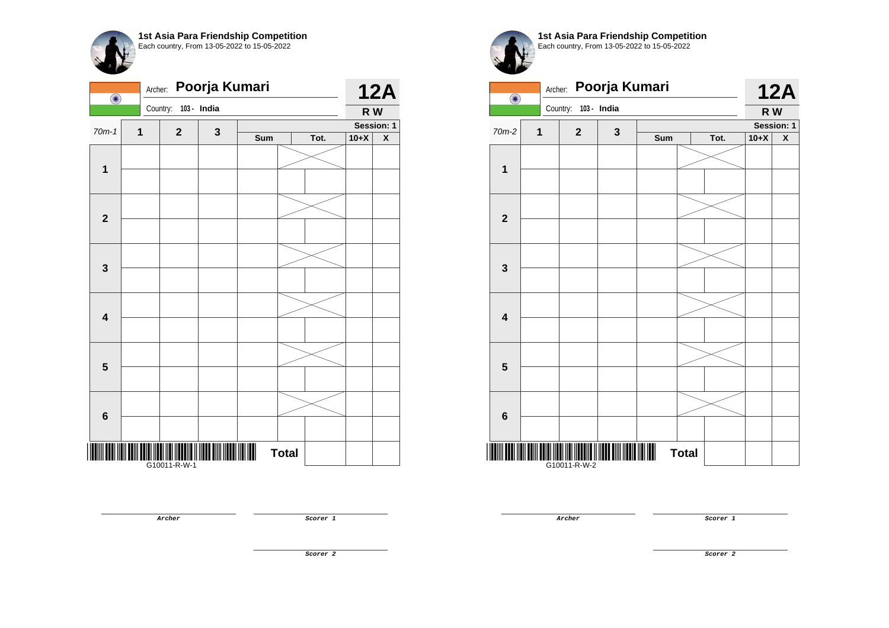**1st Asia Para Friendship Competition**
Each country, From 13-05-2022 to 15-05-2022

Archer: **Poorja Kumari** — **12A**

Country: 103 - **India** — **R W**

| 70m-1 | 1 | 2 | 3 | Sum | | Tot. | 10+X | X |
|---|---|---|---|---|---|---|---|---|
| | | | | | | | **Session: 1** | |
| 1 | | | | | | | | |
| | | | | | | | | |
| 2 | | | | | | | | |
| | | | | | | | | |
| 3 | | | | | | | | |
| | | | | | | | | |
| 4 | | | | | | | | |
| | | | | | | | | |
| 5 | | | | | | | | |
| | | | | | | | | |
| 6 | | | | | | | | |
| | | | | | | | | |
| | | | | **Total** | | | | |

G10011-R-W-1

***Archer***

***Scorer 1***

***Scorer 2***

**1st Asia Para Friendship Competition**
Each country, From 13-05-2022 to 15-05-2022

Archer: **Poorja Kumari** — **12A**

Country: 103 - **India** — **R W**

| 70m-2 | 1 | 2 | 3 | Sum | | Tot. | 10+X | X |
|---|---|---|---|---|---|---|---|---|
| | | | | | | | **Session: 1** | |
| 1 | | | | | | | | |
| | | | | | | | | |
| 2 | | | | | | | | |
| | | | | | | | | |
| 3 | | | | | | | | |
| | | | | | | | | |
| 4 | | | | | | | | |
| | | | | | | | | |
| 5 | | | | | | | | |
| | | | | | | | | |
| 6 | | | | | | | | |
| | | | | | | | | |
| | | | | **Total** | | | | |

G10011-R-W-2

***Archer***

***Scorer 1***

***Scorer 2***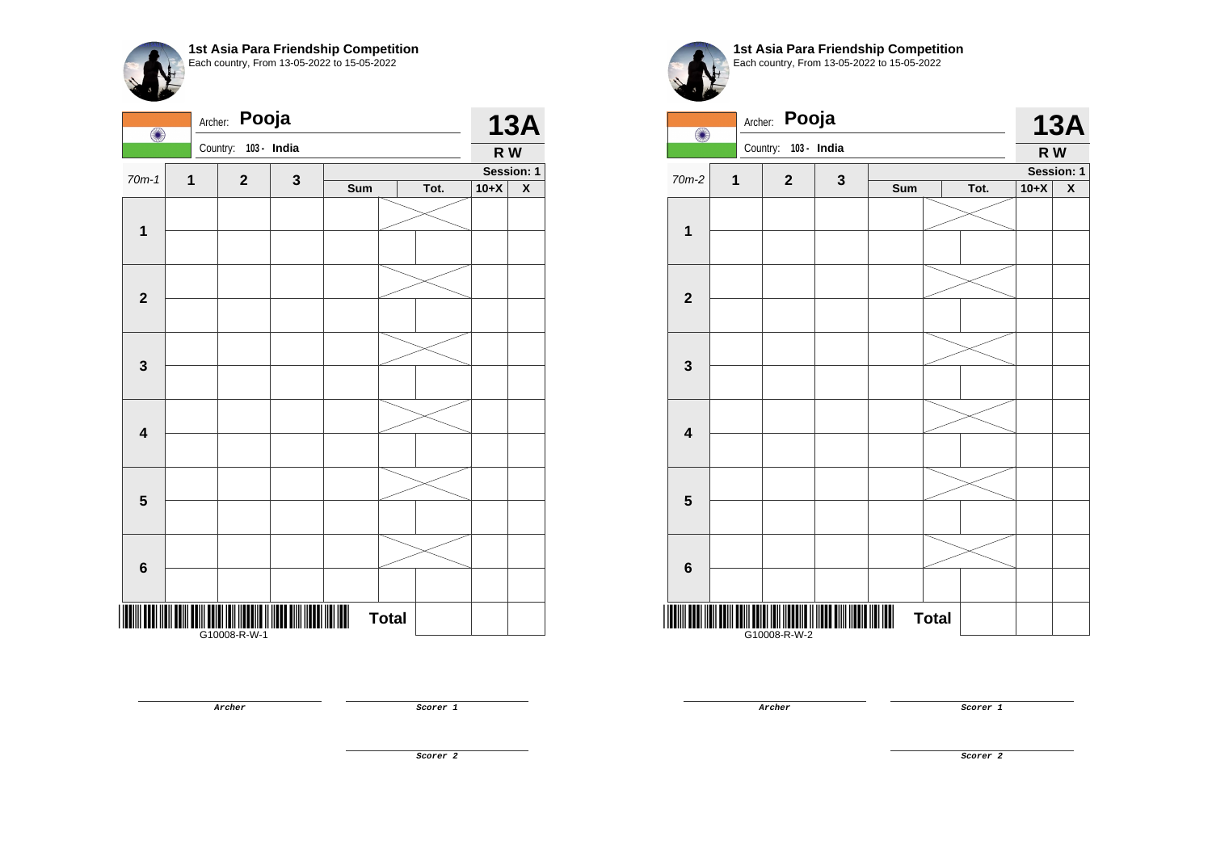## 1st Asia Para Friendship Competition
Each country, From 13-05-2022 to 15-05-2022

Archer: **Pooja**

Country: 103 - India

**13A**

**R W**

| 70m-1 | 1 | 2 | 3 | Sum | | Tot. | 10+X | X |
|---|---|---|---|---|---|---|---|---|
| | | | | | | | **Session: 1** | |
| **1** | | | | | | | | |
| | | | | | | | | |
| **2** | | | | | | | | |
| | | | | | | | | |
| **3** | | | | | | | | |
| | | | | | | | | |
| **4** | | | | | | | | |
| | | | | | | | | |
| **5** | | | | | | | | |
| | | | | | | | | |
| **6** | | | | | | | | |
| | | | | | | | | |
| | | | | | **Total** | | | |

G10008-R-W-1

*Archer*

*Scorer 1*

*Scorer 2*

## 1st Asia Para Friendship Competition
Each country, From 13-05-2022 to 15-05-2022

Archer: **Pooja**

Country: 103 - India

**13A**

**R W**

| 70m-2 | 1 | 2 | 3 | Sum | | Tot. | 10+X | X |
|---|---|---|---|---|---|---|---|---|
| | | | | | | | **Session: 1** | |
| **1** | | | | | | | | |
| | | | | | | | | |
| **2** | | | | | | | | |
| | | | | | | | | |
| **3** | | | | | | | | |
| | | | | | | | | |
| **4** | | | | | | | | |
| | | | | | | | | |
| **5** | | | | | | | | |
| | | | | | | | | |
| **6** | | | | | | | | |
| | | | | | | | | |
| | | | | | **Total** | | | |

G10008-R-W-2

*Archer*

*Scorer 1*

*Scorer 2*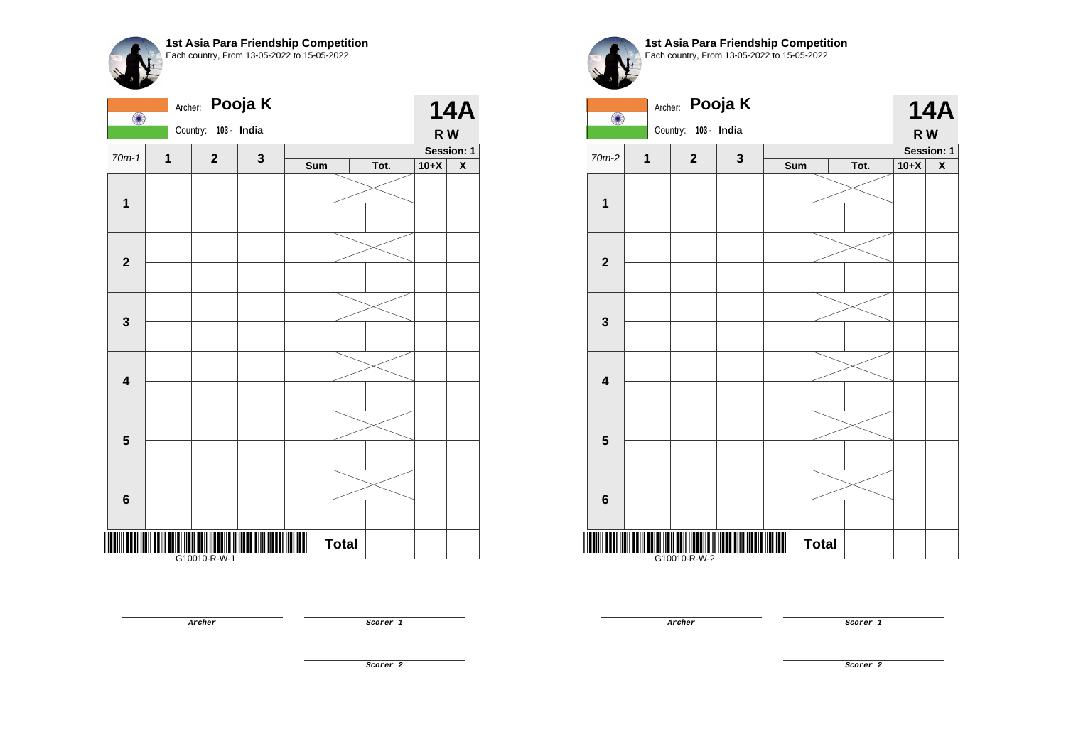**1st Asia Para Friendship Competition**
Each country, From 13-05-2022 to 15-05-2022

Archer: **Pooja K**
Country: **103 - India**

**14A**
**R W**

| 70m-1 | 1 | 2 | 3 | Sum | | Tot. | 10+X | X |
|---|---|---|---|---|---|---|---|---|
| | | | | | | | | Session: 1 |
| 1 | | | | | | | | |
| | | | | | | | | |
| 2 | | | | | | | | |
| | | | | | | | | |
| 3 | | | | | | | | |
| | | | | | | | | |
| 4 | | | | | | | | |
| | | | | | | | | |
| 5 | | | | | | | | |
| | | | | | | | | |
| 6 | | | | | | | | |
| | | | | | | | | |
| | | | | | **Total** | | | |

G10010-R-W-1

***Archer*** ***Scorer 1*** ***Scorer 2***

**1st Asia Para Friendship Competition**
Each country, From 13-05-2022 to 15-05-2022

Archer: **Pooja K**
Country: **103 - India**

**14A**
**R W**

| 70m-2 | 1 | 2 | 3 | Sum | | Tot. | 10+X | X |
|---|---|---|---|---|---|---|---|---|
| | | | | | | | | Session: 1 |
| 1 | | | | | | | | |
| | | | | | | | | |
| 2 | | | | | | | | |
| | | | | | | | | |
| 3 | | | | | | | | |
| | | | | | | | | |
| 4 | | | | | | | | |
| | | | | | | | | |
| 5 | | | | | | | | |
| | | | | | | | | |
| 6 | | | | | | | | |
| | | | | | | | | |
| | | | | | **Total** | | | |

G10010-R-W-2

***Archer*** ***Scorer 1*** ***Scorer 2***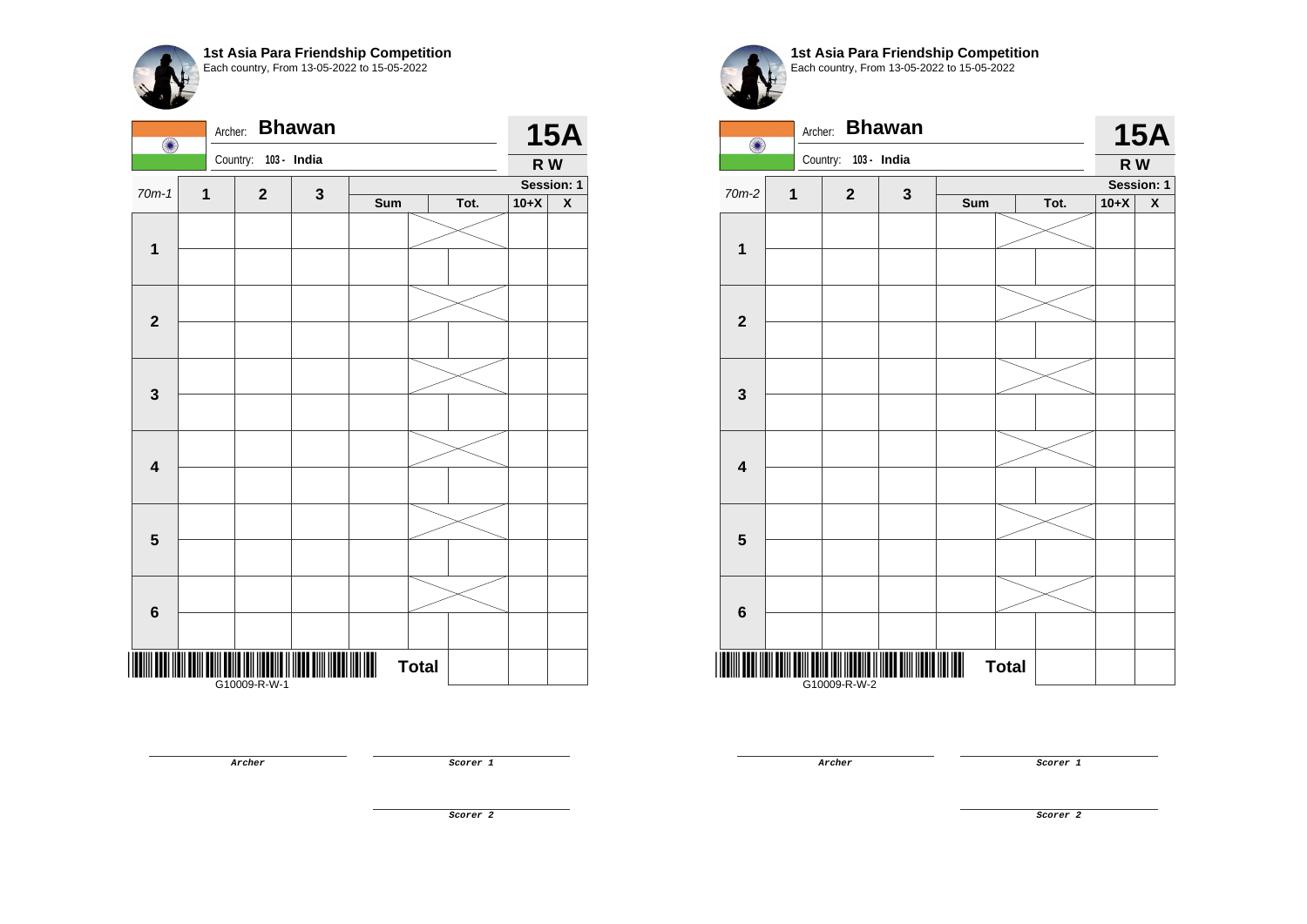**1st Asia Para Friendship Competition**
Each country, From 13-05-2022 to 15-05-2022

Archer: **Bhawan**
Country: 103 - India

**15A**
**R W**

| 70m-1 | 1 | 2 | 3 | Sum | | Tot. | 10+X | X |
|---|---|---|---|---|---|---|---|---|
| | | | | | | | **Session: 1** | |
| **1** | | | | | | | | |
| | | | | | | | | |
| **2** | | | | | | | | |
| | | | | | | | | |
| **3** | | | | | | | | |
| | | | | | | | | |
| **4** | | | | | | | | |
| | | | | | | | | |
| **5** | | | | | | | | |
| | | | | | | | | |
| **6** | | | | | | | | |
| | | | | | | | | |
| | | | | | **Total** | | | |

G10009-R-W-1

*Archer* | *Scorer 1* | *Scorer 2*

**1st Asia Para Friendship Competition**
Each country, From 13-05-2022 to 15-05-2022

Archer: **Bhawan**
Country: 103 - India

**15A**
**R W**

| 70m-2 | 1 | 2 | 3 | Sum | | Tot. | 10+X | X |
|---|---|---|---|---|---|---|---|---|
| | | | | | | | **Session: 1** | |
| **1** | | | | | | | | |
| | | | | | | | | |
| **2** | | | | | | | | |
| | | | | | | | | |
| **3** | | | | | | | | |
| | | | | | | | | |
| **4** | | | | | | | | |
| | | | | | | | | |
| **5** | | | | | | | | |
| | | | | | | | | |
| **6** | | | | | | | | |
| | | | | | | | | |
| | | | | | **Total** | | | |

G10009-R-W-2

*Archer* | *Scorer 1* | *Scorer 2*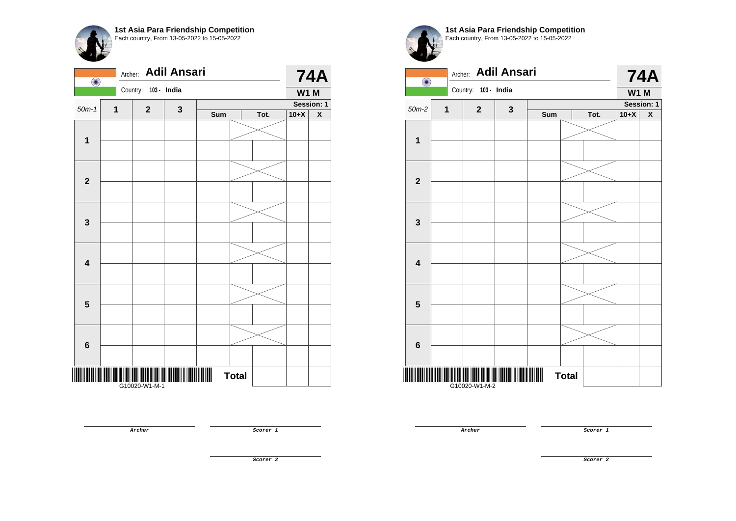## 1st Asia Para Friendship Competition

Each country, From 13-05-2022 to 15-05-2022

Archer: **Adil Ansari**

Country: **103 - India**

**74A**

**W1 M**

| 50m-1 | 1 | 2 | 3 | Sum | | Tot. | 10+X | X |
|---|---|---|---|---|---|---|---|---|
| | | | | | | | Session: 1 | |
| 1 | | | | | | | | |
| | | | | | | | | |
| 2 | | | | | | | | |
| | | | | | | | | |
| 3 | | | | | | | | |
| | | | | | | | | |
| 4 | | | | | | | | |
| | | | | | | | | |
| 5 | | | | | | | | |
| | | | | | | | | |
| 6 | | | | | | | | |
| | | | | | | | | |
| | | | | | Total | | | |

G10020-W1-M-1

Archer

Scorer 1

Scorer 2

## 1st Asia Para Friendship Competition

Each country, From 13-05-2022 to 15-05-2022

Archer: **Adil Ansari**

Country: **103 - India**

**74A**

**W1 M**

| 50m-2 | 1 | 2 | 3 | Sum | | Tot. | 10+X | X |
|---|---|---|---|---|---|---|---|---|
| | | | | | | | Session: 1 | |
| 1 | | | | | | | | |
| | | | | | | | | |
| 2 | | | | | | | | |
| | | | | | | | | |
| 3 | | | | | | | | |
| | | | | | | | | |
| 4 | | | | | | | | |
| | | | | | | | | |
| 5 | | | | | | | | |
| | | | | | | | | |
| 6 | | | | | | | | |
| | | | | | | | | |
| | | | | | Total | | | |

G10020-W1-M-2

Archer

Scorer 1

Scorer 2